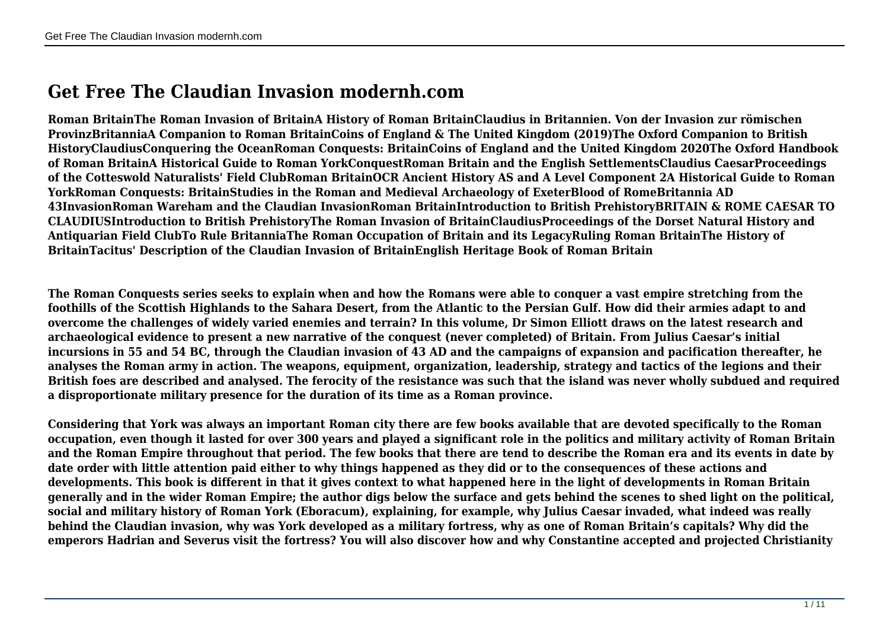# Get Free The Claudian Invasion modernh.com

**Roman BritainThe Roman Invasion of BritainA History of Roman BritainClaudius in Britannien. Von der Invasion zur römischen ProvinzBritanniaA Companion to Roman BritainCoins of England & The United Kingdom (2019)The Oxford Companion to British HistoryClaudiusConquering the OceanRoman Conquests: BritainCoins of England and the United Kingdom 2020The Oxford Handbook of Roman BritainA Historical Guide to Roman YorkConquestRoman Britain and the English SettlementsClaudius CaesarProceedings of the Cotteswold Naturalists' Field ClubRoman BritainOCR Ancient History AS and A Level Component 2A Historical Guide to Roman YorkRoman Conquests: BritainStudies in the Roman and Medieval Archaeology of ExeterBlood of RomeBritannia AD 43InvasionRoman Wareham and the Claudian InvasionRoman BritainIntroduction to British PrehistoryBRITAIN & ROME CAESAR TO CLAUDIUSIntroduction to British PrehistoryThe Roman Invasion of BritainClaudiusProceedings of the Dorset Natural History and Antiquarian Field ClubTo Rule BritanniaThe Roman Occupation of Britain and its LegacyRuling Roman BritainThe History of BritainTacitus' Description of the Claudian Invasion of BritainEnglish Heritage Book of Roman Britain**

**The Roman Conquests series seeks to explain when and how the Romans were able to conquer a vast empire stretching from the foothills of the Scottish Highlands to the Sahara Desert, from the Atlantic to the Persian Gulf. How did their armies adapt to and overcome the challenges of widely varied enemies and terrain? In this volume, Dr Simon Elliott draws on the latest research and archaeological evidence to present a new narrative of the conquest (never completed) of Britain. From Julius Caesar's initial incursions in 55 and 54 BC, through the Claudian invasion of 43 AD and the campaigns of expansion and pacification thereafter, he analyses the Roman army in action. The weapons, equipment, organization, leadership, strategy and tactics of the legions and their British foes are described and analysed. The ferocity of the resistance was such that the island was never wholly subdued and required a disproportionate military presence for the duration of its time as a Roman province.**

**Considering that York was always an important Roman city there are few books available that are devoted specifically to the Roman occupation, even though it lasted for over 300 years and played a significant role in the politics and military activity of Roman Britain and the Roman Empire throughout that period. The few books that there are tend to describe the Roman era and its events in date by date order with little attention paid either to why things happened as they did or to the consequences of these actions and developments. This book is different in that it gives context to what happened here in the light of developments in Roman Britain generally and in the wider Roman Empire; the author digs below the surface and gets behind the scenes to shed light on the political, social and military history of Roman York (Eboracum), explaining, for example, why Julius Caesar invaded, what indeed was really behind the Claudian invasion, why was York developed as a military fortress, why as one of Roman Britain's capitals? Why did the emperors Hadrian and Severus visit the fortress? You will also discover how and why Constantine accepted and projected Christianity**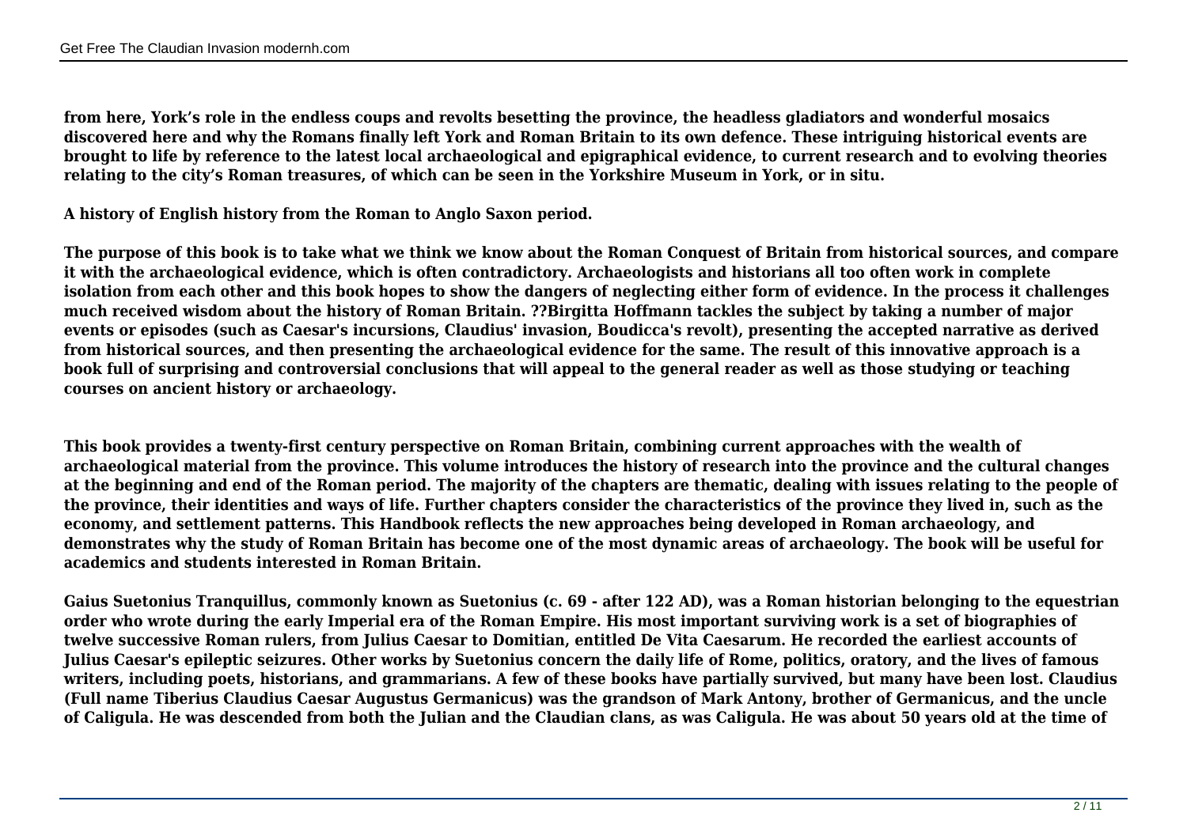**from here, York's role in the endless coups and revolts besetting the province, the headless gladiators and wonderful mosaics discovered here and why the Romans finally left York and Roman Britain to its own defence. These intriguing historical events are brought to life by reference to the latest local archaeological and epigraphical evidence, to current research and to evolving theories relating to the city's Roman treasures, of which can be seen in the Yorkshire Museum in York, or in situ.**

**A history of English history from the Roman to Anglo Saxon period.**

**The purpose of this book is to take what we think we know about the Roman Conquest of Britain from historical sources, and compare it with the archaeological evidence, which is often contradictory. Archaeologists and historians all too often work in complete isolation from each other and this book hopes to show the dangers of neglecting either form of evidence. In the process it challenges much received wisdom about the history of Roman Britain. ??Birgitta Hoffmann tackles the subject by taking a number of major events or episodes (such as Caesar's incursions, Claudius' invasion, Boudicca's revolt), presenting the accepted narrative as derived from historical sources, and then presenting the archaeological evidence for the same. The result of this innovative approach is a book full of surprising and controversial conclusions that will appeal to the general reader as well as those studying or teaching courses on ancient history or archaeology.**

**This book provides a twenty-first century perspective on Roman Britain, combining current approaches with the wealth of archaeological material from the province. This volume introduces the history of research into the province and the cultural changes at the beginning and end of the Roman period. The majority of the chapters are thematic, dealing with issues relating to the people of the province, their identities and ways of life. Further chapters consider the characteristics of the province they lived in, such as the economy, and settlement patterns. This Handbook reflects the new approaches being developed in Roman archaeology, and demonstrates why the study of Roman Britain has become one of the most dynamic areas of archaeology. The book will be useful for academics and students interested in Roman Britain.**

**Gaius Suetonius Tranquillus, commonly known as Suetonius (c. 69 - after 122 AD), was a Roman historian belonging to the equestrian order who wrote during the early Imperial era of the Roman Empire. His most important surviving work is a set of biographies of twelve successive Roman rulers, from Julius Caesar to Domitian, entitled De Vita Caesarum. He recorded the earliest accounts of Julius Caesar's epileptic seizures. Other works by Suetonius concern the daily life of Rome, politics, oratory, and the lives of famous writers, including poets, historians, and grammarians. A few of these books have partially survived, but many have been lost. Claudius (Full name Tiberius Claudius Caesar Augustus Germanicus) was the grandson of Mark Antony, brother of Germanicus, and the uncle of Caligula. He was descended from both the Julian and the Claudian clans, as was Caligula. He was about 50 years old at the time of**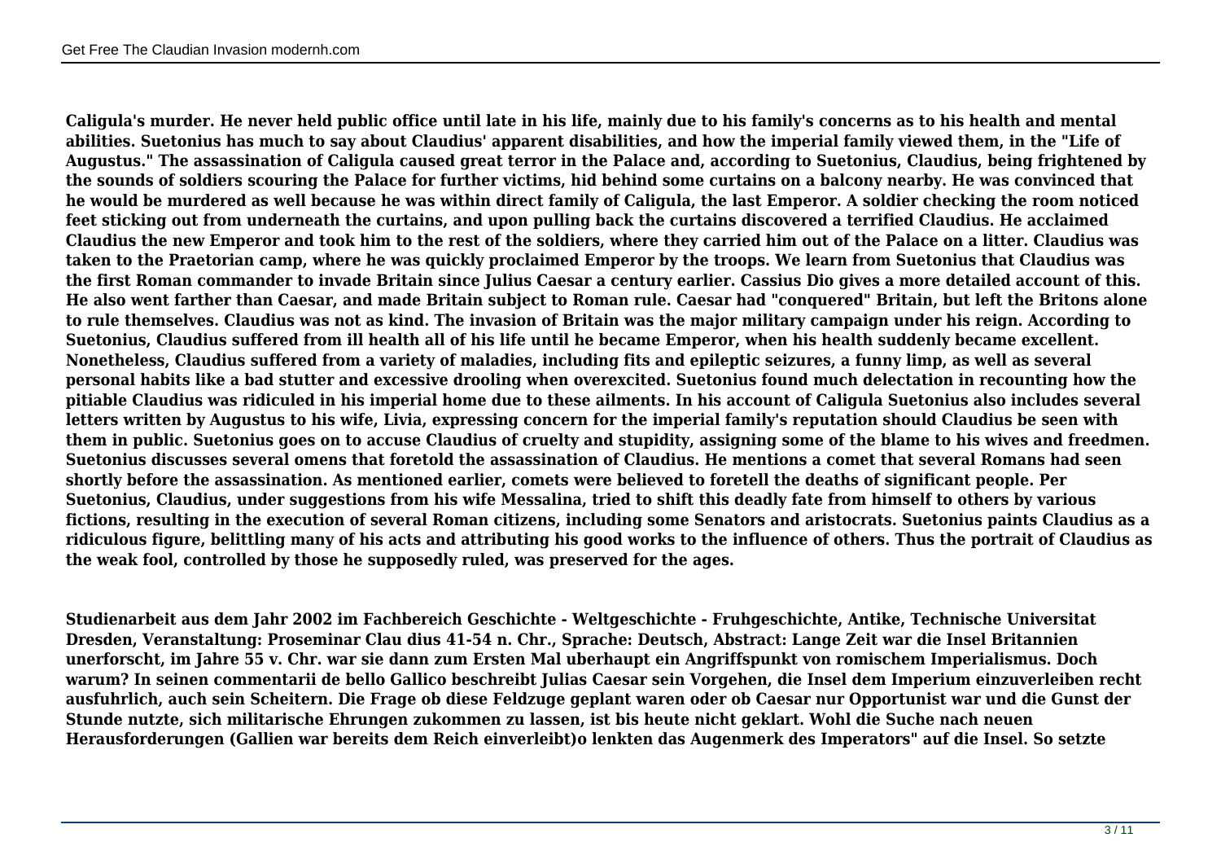Caligula's murder. He never held public office until late in his life, mainly due to his family's concerns as to his health and mental abilities. Suetonius has much to say about Claudius' apparent disabilities, and how the imperial family viewed them, in the "Life of Augustus." The assassination of Caligula caused great terror in the Palace and, according to Suetonius, Claudius, being frightened by the sounds of soldiers scouring the Palace for further victims, hid behind some curtains on a balcony nearby. He was convinced that he would be murdered as well because he was within direct family of Caligula, the last Emperor. A soldier checking the room noticed feet sticking out from underneath the curtains, and upon pulling back the curtains discovered a terrified Claudius. He acclaimed Claudius the new Emperor and took him to the rest of the soldiers, where they carried him out of the Palace on a litter. Claudius was taken to the Praetorian camp, where he was quickly proclaimed Emperor by the troops. We learn from Suetonius that Claudius was the first Roman commander to invade Britain since Julius Caesar a century earlier. Cassius Dio gives a more detailed account of this. He also went farther than Caesar, and made Britain subject to Roman rule. Caesar had "conquered" Britain, but left the Britons alone to rule themselves. Claudius was not as kind. The invasion of Britain was the major military campaign under his reign. According to Suetonius, Claudius suffered from ill health all of his life until he became Emperor, when his health suddenly became excellent. Nonetheless, Claudius suffered from a variety of maladies, including fits and epileptic seizures, a funny limp, as well as several personal habits like a bad stutter and excessive drooling when overexcited. Suetonius found much delectation in recounting how the pitiable Claudius was ridiculed in his imperial home due to these ailments. In his account of Caligula Suetonius also includes several letters written by Augustus to his wife, Livia, expressing concern for the imperial family's reputation should Claudius be seen with them in public. Suetonius goes on to accuse Claudius of cruelty and stupidity, assigning some of the blame to his wives and freedmen. Suetonius discusses several omens that foretold the assassination of Claudius. He mentions a comet that several Romans had seen shortly before the assassination. As mentioned earlier, comets were believed to foretell the deaths of significant people. Per Suetonius, Claudius, under suggestions from his wife Messalina, tried to shift this deadly fate from himself to others by various fictions, resulting in the execution of several Roman citizens, including some Senators and aristocrats. Suetonius paints Claudius as a ridiculous figure, belittling many of his acts and attributing his good works to the influence of others. Thus the portrait of Claudius as the weak fool, controlled by those he supposedly ruled, was preserved for the ages.

Studienarbeit aus dem Jahr 2002 im Fachbereich Geschichte - Weltgeschichte - Fruhgeschichte, Antike, Technische Universitat Dresden, Veranstaltung: Proseminar Clau dius 41-54 n. Chr., Sprache: Deutsch, Abstract: Lange Zeit war die Insel Britannien unerforscht, im Jahre 55 v. Chr. war sie dann zum Ersten Mal uberhaupt ein Angriffspunkt von romischem Imperialismus. Doch warum? In seinen commentarii de bello Gallico beschreibt Julias Caesar sein Vorgehen, die Insel dem Imperium einzuverleiben recht ausfuhrlich, auch sein Scheitern. Die Frage ob diese Feldzuge geplant waren oder ob Caesar nur Opportunist war und die Gunst der Stunde nutzte, sich militarische Ehrungen zukommen zu lassen, ist bis heute nicht geklart. Wohl die Suche nach neuen Herausforderungen (Gallien war bereits dem Reich einverleibt)o lenkten das Augenmerk des Imperators" auf die Insel. So setzte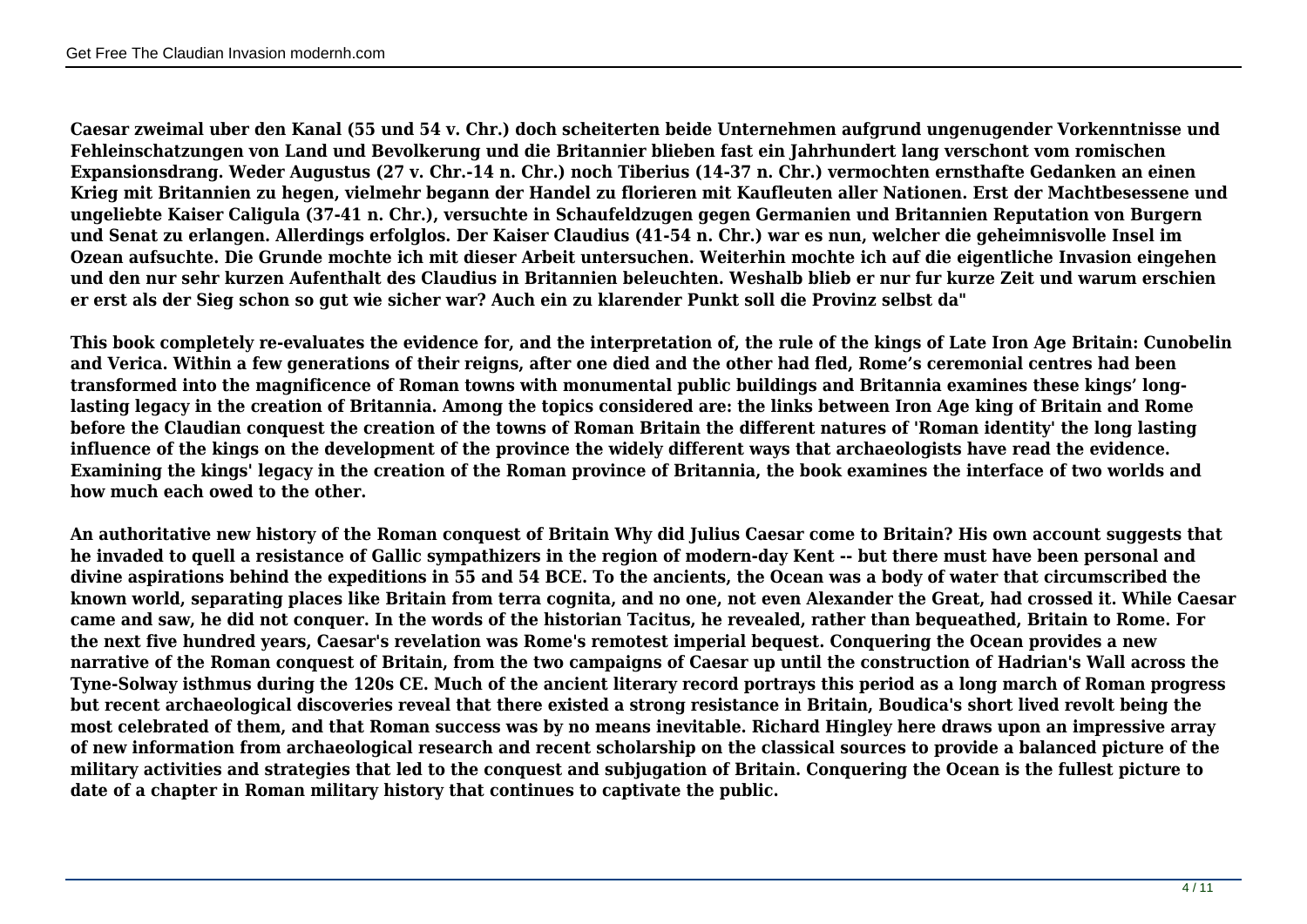**Caesar zweimal uber den Kanal (55 und 54 v. Chr.) doch scheiterten beide Unternehmen aufgrund ungenugender Vorkenntnisse und Fehleinschatzungen von Land und Bevolkerung und die Britannier blieben fast ein Jahrhundert lang verschont vom romischen Expansionsdrang. Weder Augustus (27 v. Chr.-14 n. Chr.) noch Tiberius (14-37 n. Chr.) vermochten ernsthafte Gedanken an einen Krieg mit Britannien zu hegen, vielmehr begann der Handel zu florieren mit Kaufleuten aller Nationen. Erst der Machtbesessene und ungeliebte Kaiser Caligula (37-41 n. Chr.), versuchte in Schaufeldzugen gegen Germanien und Britannien Reputation von Burgern und Senat zu erlangen. Allerdings erfolglos. Der Kaiser Claudius (41-54 n. Chr.) war es nun, welcher die geheimnisvolle Insel im Ozean aufsuchte. Die Grunde mochte ich mit dieser Arbeit untersuchen. Weiterhin mochte ich auf die eigentliche Invasion eingehen und den nur sehr kurzen Aufenthalt des Claudius in Britannien beleuchten. Weshalb blieb er nur fur kurze Zeit und warum erschien er erst als der Sieg schon so gut wie sicher war? Auch ein zu klarender Punkt soll die Provinz selbst da"**

**This book completely re-evaluates the evidence for, and the interpretation of, the rule of the kings of Late Iron Age Britain: Cunobelin and Verica. Within a few generations of their reigns, after one died and the other had fled, Rome's ceremonial centres had been transformed into the magnificence of Roman towns with monumental public buildings and Britannia examines these kings' long-lasting legacy in the creation of Britannia. Among the topics considered are: the links between Iron Age king of Britain and Rome before the Claudian conquest the creation of the towns of Roman Britain the different natures of 'Roman identity' the long lasting influence of the kings on the development of the province the widely different ways that archaeologists have read the evidence. Examining the kings' legacy in the creation of the Roman province of Britannia, the book examines the interface of two worlds and how much each owed to the other.**

**An authoritative new history of the Roman conquest of Britain Why did Julius Caesar come to Britain? His own account suggests that he invaded to quell a resistance of Gallic sympathizers in the region of modern-day Kent -- but there must have been personal and divine aspirations behind the expeditions in 55 and 54 BCE. To the ancients, the Ocean was a body of water that circumscribed the known world, separating places like Britain from terra cognita, and no one, not even Alexander the Great, had crossed it. While Caesar came and saw, he did not conquer. In the words of the historian Tacitus, he revealed, rather than bequeathed, Britain to Rome. For the next five hundred years, Caesar's revelation was Rome's remotest imperial bequest. Conquering the Ocean provides a new narrative of the Roman conquest of Britain, from the two campaigns of Caesar up until the construction of Hadrian's Wall across the Tyne-Solway isthmus during the 120s CE. Much of the ancient literary record portrays this period as a long march of Roman progress but recent archaeological discoveries reveal that there existed a strong resistance in Britain, Boudica's short lived revolt being the most celebrated of them, and that Roman success was by no means inevitable. Richard Hingley here draws upon an impressive array of new information from archaeological research and recent scholarship on the classical sources to provide a balanced picture of the military activities and strategies that led to the conquest and subjugation of Britain. Conquering the Ocean is the fullest picture to date of a chapter in Roman military history that continues to captivate the public.**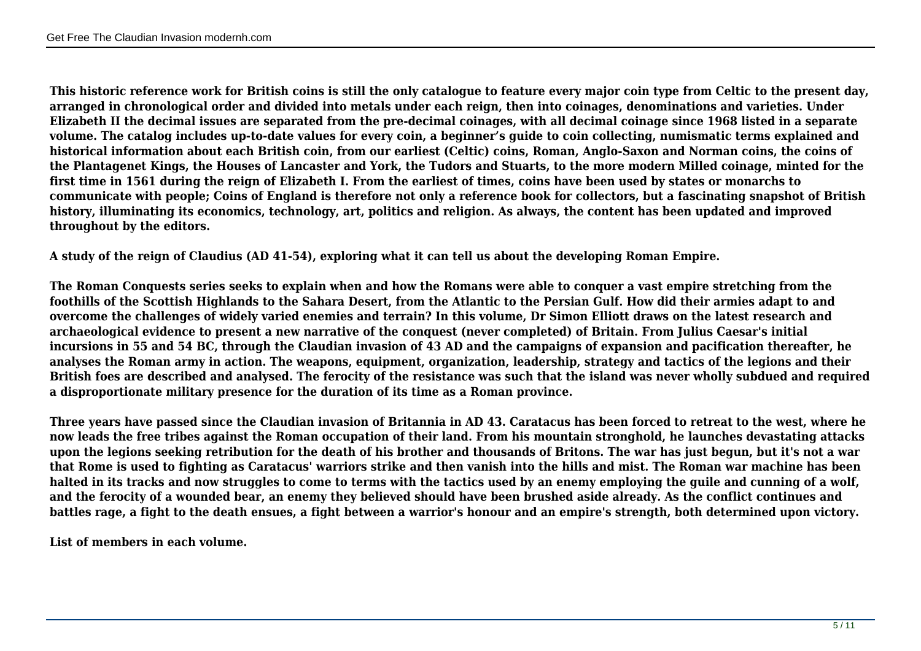**This historic reference work for British coins is still the only catalogue to feature every major coin type from Celtic to the present day, arranged in chronological order and divided into metals under each reign, then into coinages, denominations and varieties. Under Elizabeth II the decimal issues are separated from the pre-decimal coinages, with all decimal coinage since 1968 listed in a separate volume. The catalog includes up-to-date values for every coin, a beginner's guide to coin collecting, numismatic terms explained and historical information about each British coin, from our earliest (Celtic) coins, Roman, Anglo-Saxon and Norman coins, the coins of the Plantagenet Kings, the Houses of Lancaster and York, the Tudors and Stuarts, to the more modern Milled coinage, minted for the first time in 1561 during the reign of Elizabeth I. From the earliest of times, coins have been used by states or monarchs to communicate with people; Coins of England is therefore not only a reference book for collectors, but a fascinating snapshot of British history, illuminating its economics, technology, art, politics and religion. As always, the content has been updated and improved throughout by the editors.**

**A study of the reign of Claudius (AD 41-54), exploring what it can tell us about the developing Roman Empire.**

**The Roman Conquests series seeks to explain when and how the Romans were able to conquer a vast empire stretching from the foothills of the Scottish Highlands to the Sahara Desert, from the Atlantic to the Persian Gulf. How did their armies adapt to and overcome the challenges of widely varied enemies and terrain? In this volume, Dr Simon Elliott draws on the latest research and archaeological evidence to present a new narrative of the conquest (never completed) of Britain. From Julius Caesar's initial incursions in 55 and 54 BC, through the Claudian invasion of 43 AD and the campaigns of expansion and pacification thereafter, he analyses the Roman army in action. The weapons, equipment, organization, leadership, strategy and tactics of the legions and their British foes are described and analysed. The ferocity of the resistance was such that the island was never wholly subdued and required a disproportionate military presence for the duration of its time as a Roman province.**

**Three years have passed since the Claudian invasion of Britannia in AD 43. Caratacus has been forced to retreat to the west, where he now leads the free tribes against the Roman occupation of their land. From his mountain stronghold, he launches devastating attacks upon the legions seeking retribution for the death of his brother and thousands of Britons. The war has just begun, but it's not a war that Rome is used to fighting as Caratacus' warriors strike and then vanish into the hills and mist. The Roman war machine has been halted in its tracks and now struggles to come to terms with the tactics used by an enemy employing the guile and cunning of a wolf, and the ferocity of a wounded bear, an enemy they believed should have been brushed aside already. As the conflict continues and battles rage, a fight to the death ensues, a fight between a warrior's honour and an empire's strength, both determined upon victory.**

**List of members in each volume.**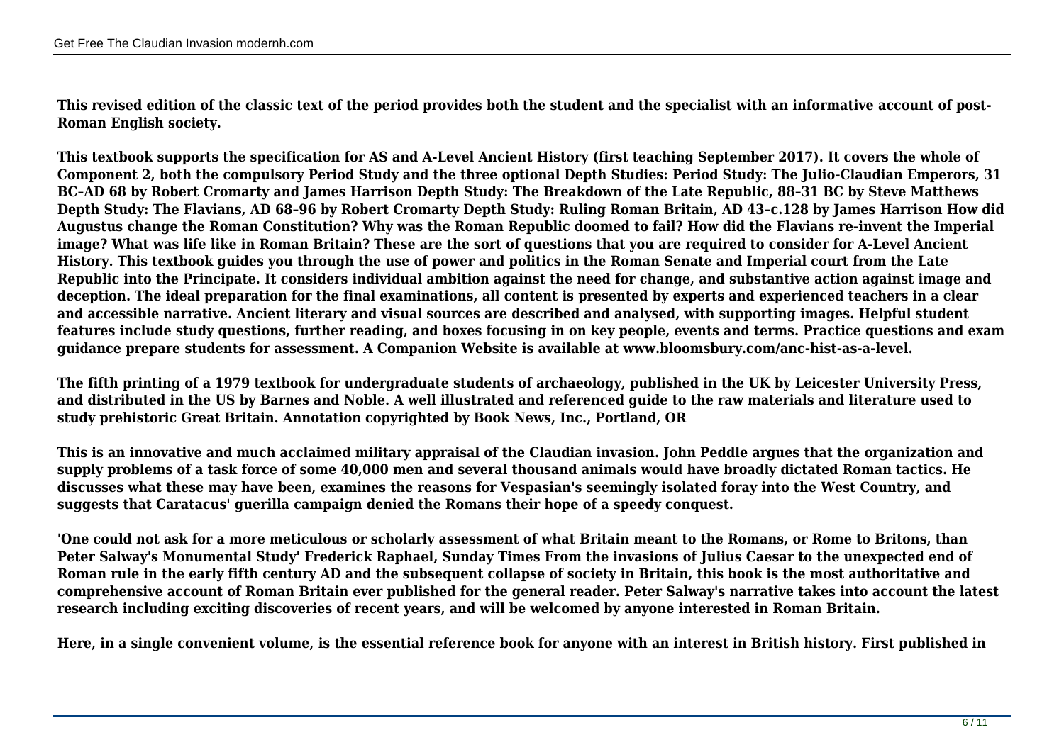**This revised edition of the classic text of the period provides both the student and the specialist with an informative account of post-Roman English society.**

**This textbook supports the specification for AS and A-Level Ancient History (first teaching September 2017). It covers the whole of Component 2, both the compulsory Period Study and the three optional Depth Studies: Period Study: The Julio-Claudian Emperors, 31 BC–AD 68 by Robert Cromarty and James Harrison Depth Study: The Breakdown of the Late Republic, 88–31 BC by Steve Matthews Depth Study: The Flavians, AD 68–96 by Robert Cromarty Depth Study: Ruling Roman Britain, AD 43–c.128 by James Harrison How did Augustus change the Roman Constitution? Why was the Roman Republic doomed to fail? How did the Flavians re-invent the Imperial image? What was life like in Roman Britain? These are the sort of questions that you are required to consider for A-Level Ancient History. This textbook guides you through the use of power and politics in the Roman Senate and Imperial court from the Late Republic into the Principate. It considers individual ambition against the need for change, and substantive action against image and deception. The ideal preparation for the final examinations, all content is presented by experts and experienced teachers in a clear and accessible narrative. Ancient literary and visual sources are described and analysed, with supporting images. Helpful student features include study questions, further reading, and boxes focusing in on key people, events and terms. Practice questions and exam guidance prepare students for assessment. A Companion Website is available at www.bloomsbury.com/anc-hist-as-a-level.**

**The fifth printing of a 1979 textbook for undergraduate students of archaeology, published in the UK by Leicester University Press, and distributed in the US by Barnes and Noble. A well illustrated and referenced guide to the raw materials and literature used to study prehistoric Great Britain. Annotation copyrighted by Book News, Inc., Portland, OR**

**This is an innovative and much acclaimed military appraisal of the Claudian invasion. John Peddle argues that the organization and supply problems of a task force of some 40,000 men and several thousand animals would have broadly dictated Roman tactics. He discusses what these may have been, examines the reasons for Vespasian's seemingly isolated foray into the West Country, and suggests that Caratacus' guerilla campaign denied the Romans their hope of a speedy conquest.**

**'One could not ask for a more meticulous or scholarly assessment of what Britain meant to the Romans, or Rome to Britons, than Peter Salway's Monumental Study' Frederick Raphael, Sunday Times From the invasions of Julius Caesar to the unexpected end of Roman rule in the early fifth century AD and the subsequent collapse of society in Britain, this book is the most authoritative and comprehensive account of Roman Britain ever published for the general reader. Peter Salway's narrative takes into account the latest research including exciting discoveries of recent years, and will be welcomed by anyone interested in Roman Britain.**

**Here, in a single convenient volume, is the essential reference book for anyone with an interest in British history. First published in**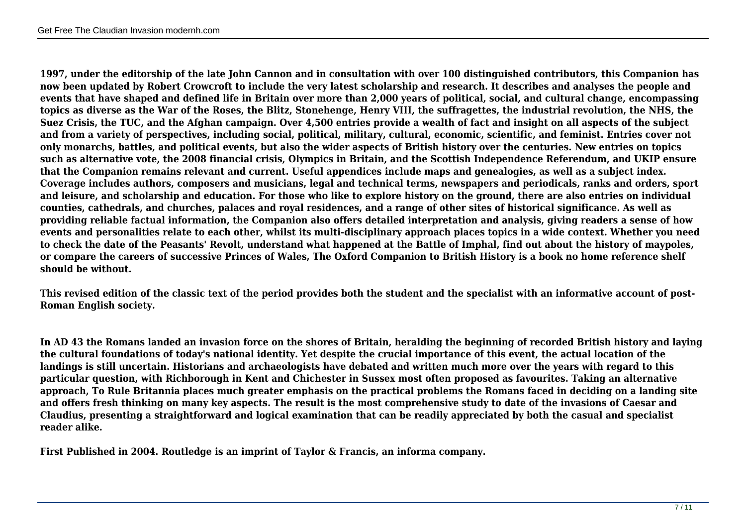**1997, under the editorship of the late John Cannon and in consultation with over 100 distinguished contributors, this Companion has now been updated by Robert Crowcroft to include the very latest scholarship and research. It describes and analyses the people and events that have shaped and defined life in Britain over more than 2,000 years of political, social, and cultural change, encompassing topics as diverse as the War of the Roses, the Blitz, Stonehenge, Henry VIII, the suffragettes, the industrial revolution, the NHS, the Suez Crisis, the TUC, and the Afghan campaign. Over 4,500 entries provide a wealth of fact and insight on all aspects of the subject and from a variety of perspectives, including social, political, military, cultural, economic, scientific, and feminist. Entries cover not only monarchs, battles, and political events, but also the wider aspects of British history over the centuries. New entries on topics such as alternative vote, the 2008 financial crisis, Olympics in Britain, and the Scottish Independence Referendum, and UKIP ensure that the Companion remains relevant and current. Useful appendices include maps and genealogies, as well as a subject index. Coverage includes authors, composers and musicians, legal and technical terms, newspapers and periodicals, ranks and orders, sport and leisure, and scholarship and education. For those who like to explore history on the ground, there are also entries on individual counties, cathedrals, and churches, palaces and royal residences, and a range of other sites of historical significance. As well as providing reliable factual information, the Companion also offers detailed interpretation and analysis, giving readers a sense of how events and personalities relate to each other, whilst its multi-disciplinary approach places topics in a wide context. Whether you need to check the date of the Peasants' Revolt, understand what happened at the Battle of Imphal, find out about the history of maypoles, or compare the careers of successive Princes of Wales, The Oxford Companion to British History is a book no home reference shelf should be without.**

**This revised edition of the classic text of the period provides both the student and the specialist with an informative account of post-Roman English society.**

**In AD 43 the Romans landed an invasion force on the shores of Britain, heralding the beginning of recorded British history and laying the cultural foundations of today's national identity. Yet despite the crucial importance of this event, the actual location of the landings is still uncertain. Historians and archaeologists have debated and written much more over the years with regard to this particular question, with Richborough in Kent and Chichester in Sussex most often proposed as favourites. Taking an alternative approach, To Rule Britannia places much greater emphasis on the practical problems the Romans faced in deciding on a landing site and offers fresh thinking on many key aspects. The result is the most comprehensive study to date of the invasions of Caesar and Claudius, presenting a straightforward and logical examination that can be readily appreciated by both the casual and specialist reader alike.**

**First Published in 2004. Routledge is an imprint of Taylor & Francis, an informa company.**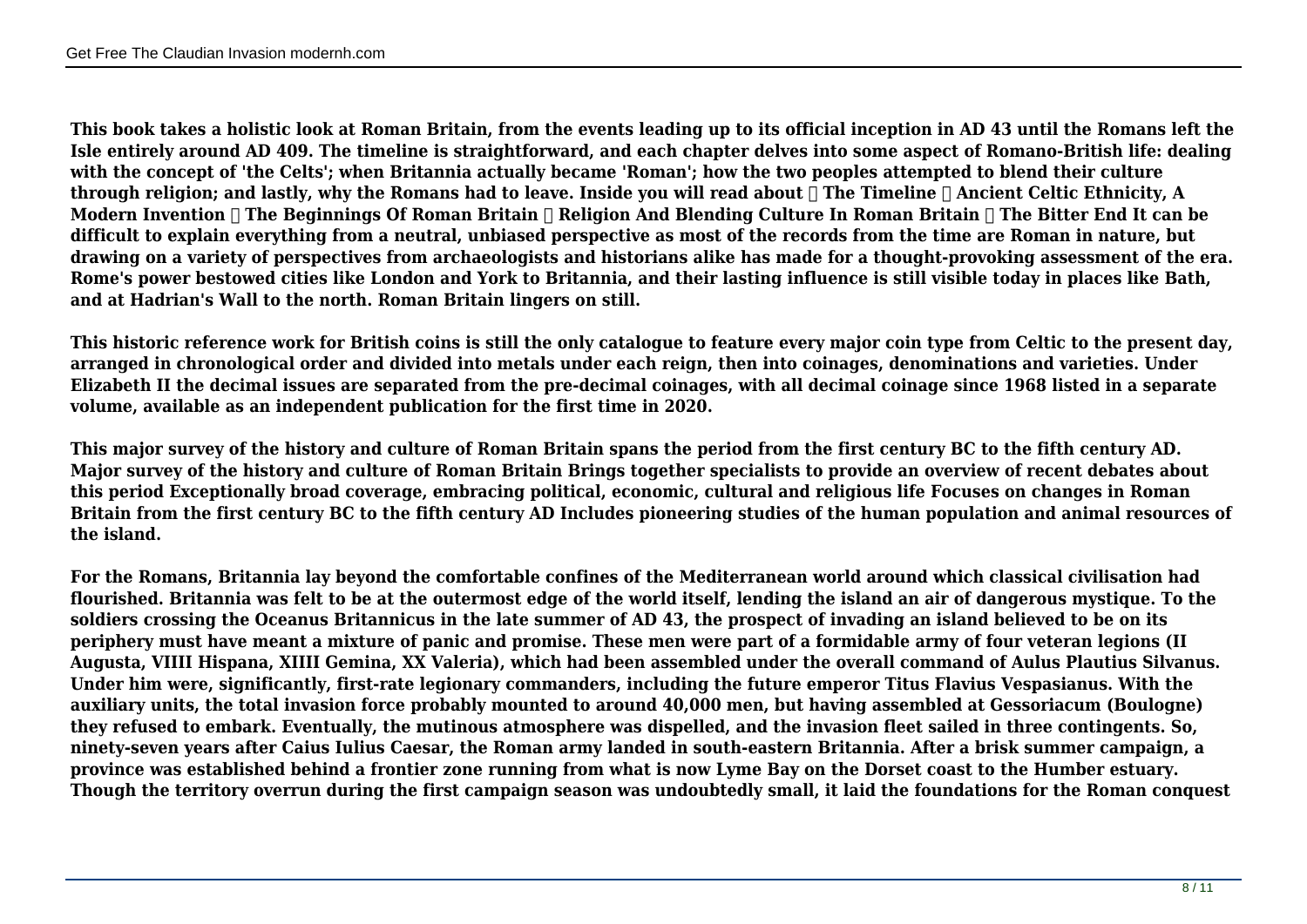**This book takes a holistic look at Roman Britain, from the events leading up to its official inception in AD 43 until the Romans left the Isle entirely around AD 409. The timeline is straightforward, and each chapter delves into some aspect of Romano-British life: dealing with the concept of 'the Celts'; when Britannia actually became 'Roman'; how the two peoples attempted to blend their culture through religion; and lastly, why the Romans had to leave. Inside you will read about  The Timeline  Ancient Celtic Ethnicity, A Modern Invention  The Beginnings Of Roman Britain  Religion And Blending Culture In Roman Britain  The Bitter End It can be difficult to explain everything from a neutral, unbiased perspective as most of the records from the time are Roman in nature, but drawing on a variety of perspectives from archaeologists and historians alike has made for a thought-provoking assessment of the era. Rome's power bestowed cities like London and York to Britannia, and their lasting influence is still visible today in places like Bath, and at Hadrian's Wall to the north. Roman Britain lingers on still.**

**This historic reference work for British coins is still the only catalogue to feature every major coin type from Celtic to the present day, arranged in chronological order and divided into metals under each reign, then into coinages, denominations and varieties. Under Elizabeth II the decimal issues are separated from the pre-decimal coinages, with all decimal coinage since 1968 listed in a separate volume, available as an independent publication for the first time in 2020.**

**This major survey of the history and culture of Roman Britain spans the period from the first century BC to the fifth century AD. Major survey of the history and culture of Roman Britain Brings together specialists to provide an overview of recent debates about this period Exceptionally broad coverage, embracing political, economic, cultural and religious life Focuses on changes in Roman Britain from the first century BC to the fifth century AD Includes pioneering studies of the human population and animal resources of the island.**

**For the Romans, Britannia lay beyond the comfortable confines of the Mediterranean world around which classical civilisation had flourished. Britannia was felt to be at the outermost edge of the world itself, lending the island an air of dangerous mystique. To the soldiers crossing the Oceanus Britannicus in the late summer of AD 43, the prospect of invading an island believed to be on its periphery must have meant a mixture of panic and promise. These men were part of a formidable army of four veteran legions (II Augusta, VIIII Hispana, XIIII Gemina, XX Valeria), which had been assembled under the overall command of Aulus Plautius Silvanus. Under him were, significantly, first-rate legionary commanders, including the future emperor Titus Flavius Vespasianus. With the auxiliary units, the total invasion force probably mounted to around 40,000 men, but having assembled at Gessoriacum (Boulogne) they refused to embark. Eventually, the mutinous atmosphere was dispelled, and the invasion fleet sailed in three contingents. So, ninety-seven years after Caius Iulius Caesar, the Roman army landed in south-eastern Britannia. After a brisk summer campaign, a province was established behind a frontier zone running from what is now Lyme Bay on the Dorset coast to the Humber estuary. Though the territory overrun during the first campaign season was undoubtedly small, it laid the foundations for the Roman conquest**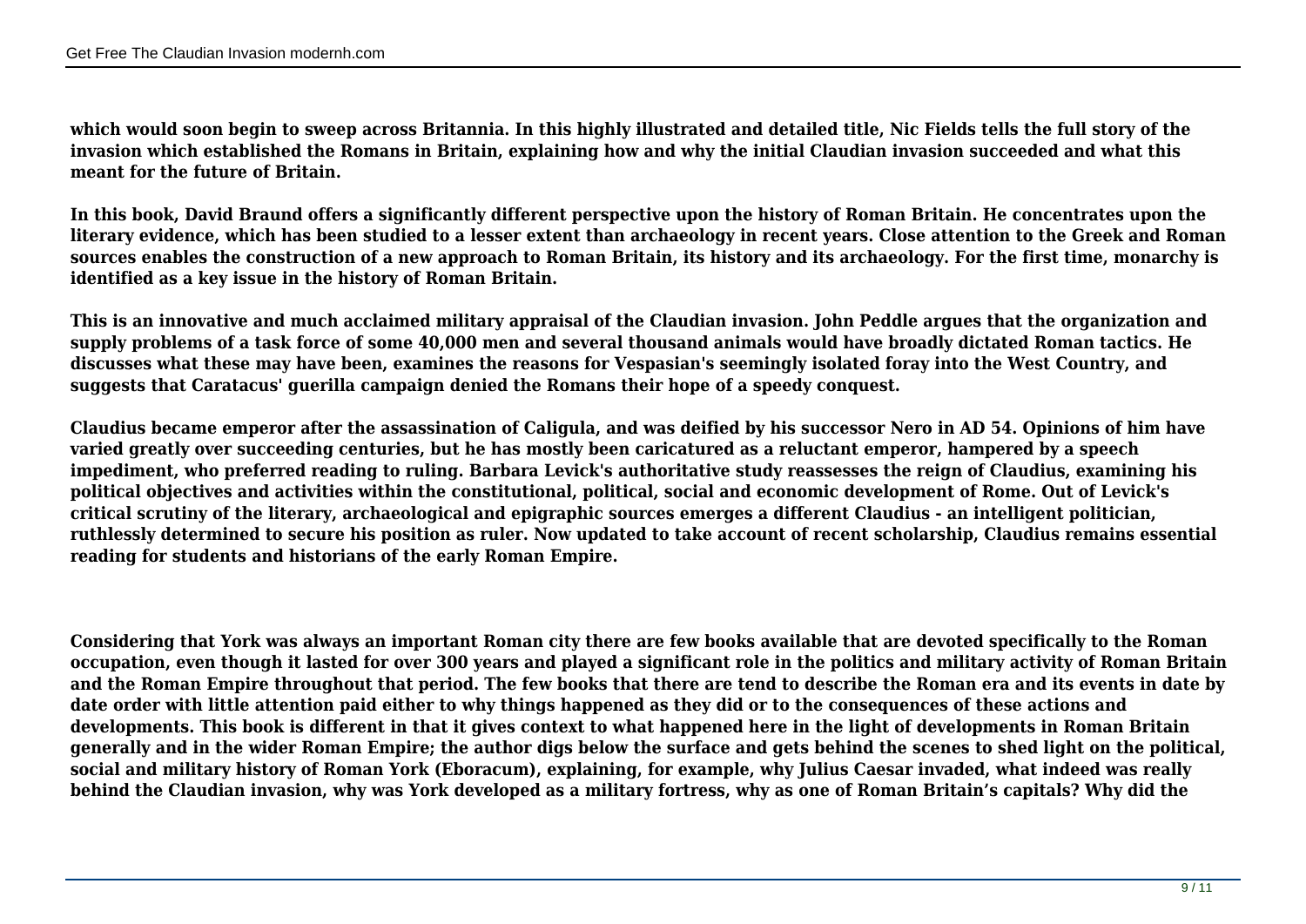**which would soon begin to sweep across Britannia. In this highly illustrated and detailed title, Nic Fields tells the full story of the invasion which established the Romans in Britain, explaining how and why the initial Claudian invasion succeeded and what this meant for the future of Britain.**

**In this book, David Braund offers a significantly different perspective upon the history of Roman Britain. He concentrates upon the literary evidence, which has been studied to a lesser extent than archaeology in recent years. Close attention to the Greek and Roman sources enables the construction of a new approach to Roman Britain, its history and its archaeology. For the first time, monarchy is identified as a key issue in the history of Roman Britain.**

**This is an innovative and much acclaimed military appraisal of the Claudian invasion. John Peddle argues that the organization and supply problems of a task force of some 40,000 men and several thousand animals would have broadly dictated Roman tactics. He discusses what these may have been, examines the reasons for Vespasian's seemingly isolated foray into the West Country, and suggests that Caratacus' guerilla campaign denied the Romans their hope of a speedy conquest.**

**Claudius became emperor after the assassination of Caligula, and was deified by his successor Nero in AD 54. Opinions of him have varied greatly over succeeding centuries, but he has mostly been caricatured as a reluctant emperor, hampered by a speech impediment, who preferred reading to ruling. Barbara Levick's authoritative study reassesses the reign of Claudius, examining his political objectives and activities within the constitutional, political, social and economic development of Rome. Out of Levick's critical scrutiny of the literary, archaeological and epigraphic sources emerges a different Claudius - an intelligent politician, ruthlessly determined to secure his position as ruler. Now updated to take account of recent scholarship, Claudius remains essential reading for students and historians of the early Roman Empire.**

**Considering that York was always an important Roman city there are few books available that are devoted specifically to the Roman occupation, even though it lasted for over 300 years and played a significant role in the politics and military activity of Roman Britain and the Roman Empire throughout that period. The few books that there are tend to describe the Roman era and its events in date by date order with little attention paid either to why things happened as they did or to the consequences of these actions and developments. This book is different in that it gives context to what happened here in the light of developments in Roman Britain generally and in the wider Roman Empire; the author digs below the surface and gets behind the scenes to shed light on the political, social and military history of Roman York (Eboracum), explaining, for example, why Julius Caesar invaded, what indeed was really behind the Claudian invasion, why was York developed as a military fortress, why as one of Roman Britain's capitals? Why did the**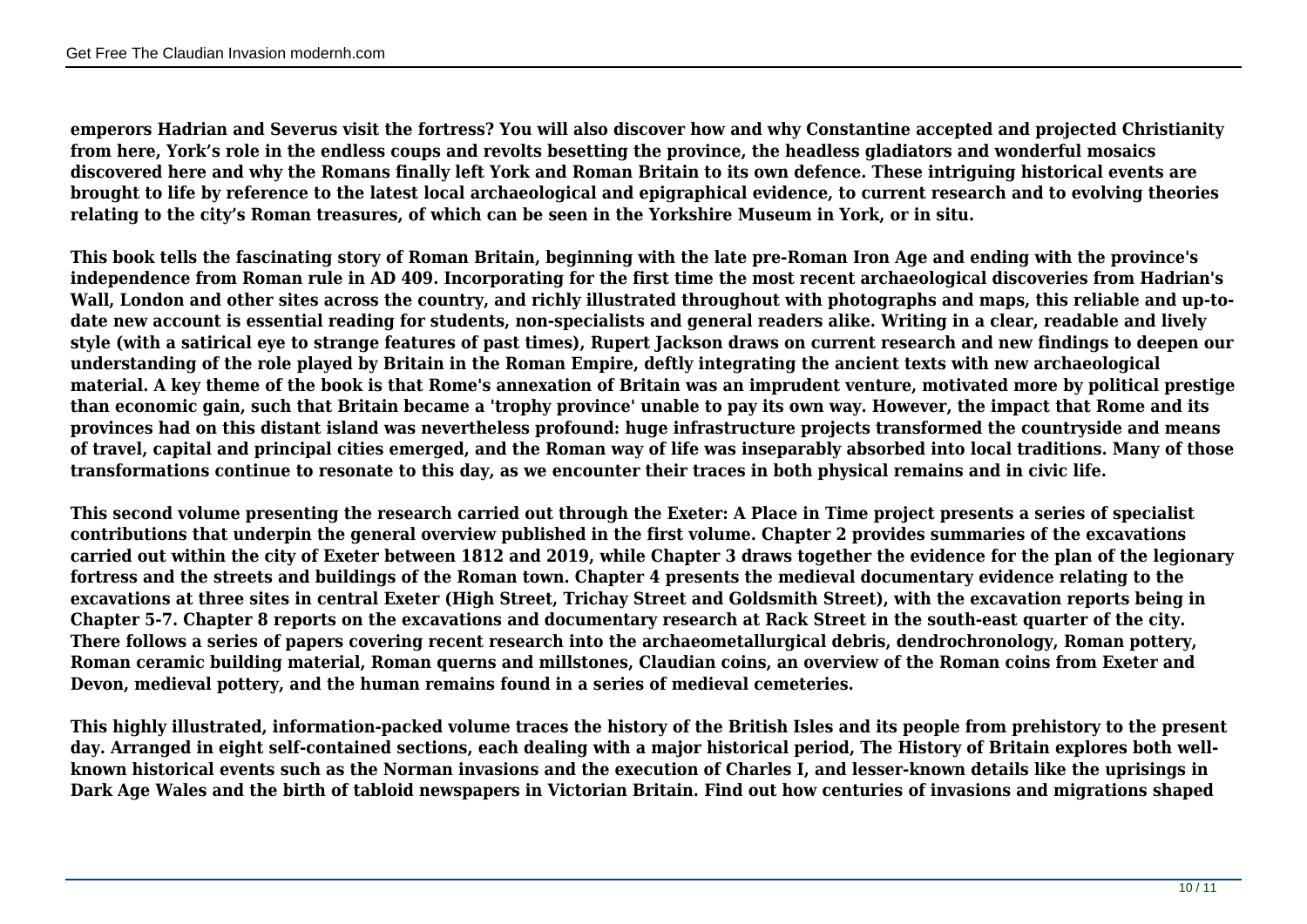**emperors Hadrian and Severus visit the fortress? You will also discover how and why Constantine accepted and projected Christianity from here, York's role in the endless coups and revolts besetting the province, the headless gladiators and wonderful mosaics discovered here and why the Romans finally left York and Roman Britain to its own defence. These intriguing historical events are brought to life by reference to the latest local archaeological and epigraphical evidence, to current research and to evolving theories relating to the city's Roman treasures, of which can be seen in the Yorkshire Museum in York, or in situ.**

**This book tells the fascinating story of Roman Britain, beginning with the late pre-Roman Iron Age and ending with the province's independence from Roman rule in AD 409. Incorporating for the first time the most recent archaeological discoveries from Hadrian's Wall, London and other sites across the country, and richly illustrated throughout with photographs and maps, this reliable and up-to-date new account is essential reading for students, non-specialists and general readers alike. Writing in a clear, readable and lively style (with a satirical eye to strange features of past times), Rupert Jackson draws on current research and new findings to deepen our understanding of the role played by Britain in the Roman Empire, deftly integrating the ancient texts with new archaeological material. A key theme of the book is that Rome's annexation of Britain was an imprudent venture, motivated more by political prestige than economic gain, such that Britain became a 'trophy province' unable to pay its own way. However, the impact that Rome and its provinces had on this distant island was nevertheless profound: huge infrastructure projects transformed the countryside and means of travel, capital and principal cities emerged, and the Roman way of life was inseparably absorbed into local traditions. Many of those transformations continue to resonate to this day, as we encounter their traces in both physical remains and in civic life.**

**This second volume presenting the research carried out through the Exeter: A Place in Time project presents a series of specialist contributions that underpin the general overview published in the first volume. Chapter 2 provides summaries of the excavations carried out within the city of Exeter between 1812 and 2019, while Chapter 3 draws together the evidence for the plan of the legionary fortress and the streets and buildings of the Roman town. Chapter 4 presents the medieval documentary evidence relating to the excavations at three sites in central Exeter (High Street, Trichay Street and Goldsmith Street), with the excavation reports being in Chapter 5-7. Chapter 8 reports on the excavations and documentary research at Rack Street in the south-east quarter of the city. There follows a series of papers covering recent research into the archaeometallurgical debris, dendrochronology, Roman pottery, Roman ceramic building material, Roman querns and millstones, Claudian coins, an overview of the Roman coins from Exeter and Devon, medieval pottery, and the human remains found in a series of medieval cemeteries.**

**This highly illustrated, information-packed volume traces the history of the British Isles and its people from prehistory to the present day. Arranged in eight self-contained sections, each dealing with a major historical period, The History of Britain explores both well-known historical events such as the Norman invasions and the execution of Charles I, and lesser-known details like the uprisings in Dark Age Wales and the birth of tabloid newspapers in Victorian Britain. Find out how centuries of invasions and migrations shaped**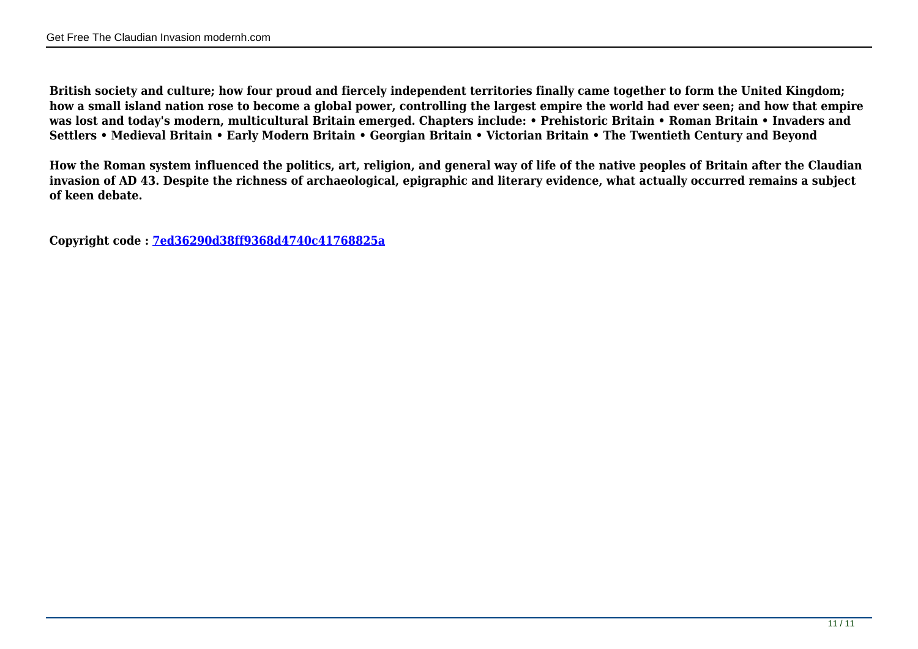**British society and culture; how four proud and fiercely independent territories finally came together to form the United Kingdom; how a small island nation rose to become a global power, controlling the largest empire the world had ever seen; and how that empire was lost and today's modern, multicultural Britain emerged. Chapters include: • Prehistoric Britain • Roman Britain • Invaders and Settlers • Medieval Britain • Early Modern Britain • Georgian Britain • Victorian Britain • The Twentieth Century and Beyond**

**How the Roman system influenced the politics, art, religion, and general way of life of the native peoples of Britain after the Claudian invasion of AD 43. Despite the richness of archaeological, epigraphic and literary evidence, what actually occurred remains a subject of keen debate.**

**Copyright code : 7ed36290d38ff9368d4740c41768825a**